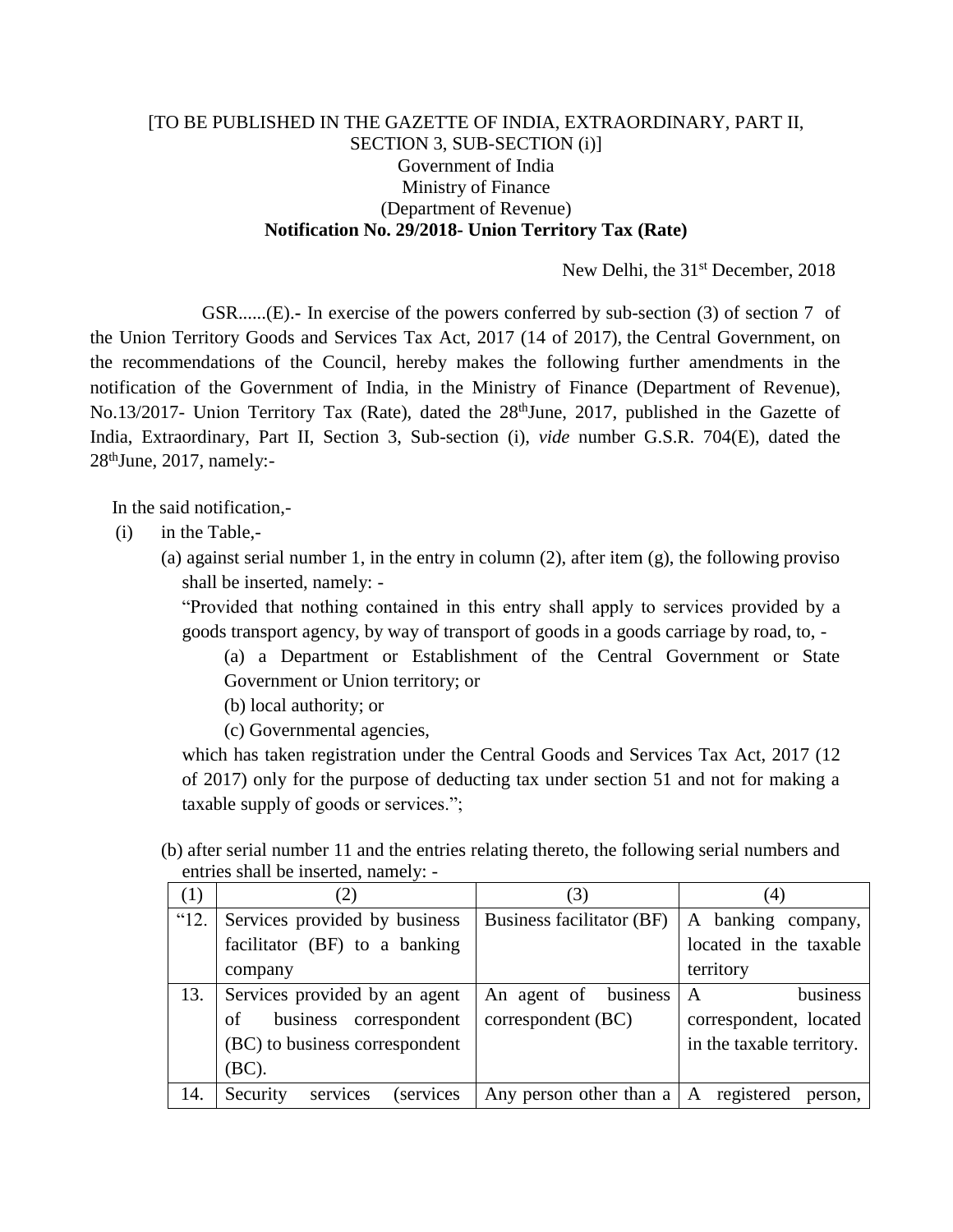[TO BE PUBLISHED IN THE GAZETTE OF INDIA, EXTRAORDINARY, PART II, SECTION 3, SUB-SECTION (i)]

Government of India

Ministry of Finance

(Department of Revenue)

**Notification No. 29/2018- Union Territory Tax (Rate)**

New Delhi, the 31st December, 2018

GSR......(E).- In exercise of the powers conferred by sub-section (3) of section 7 of the Union Territory Goods and Services Tax Act, 2017 (14 of 2017), the Central Government, on the recommendations of the Council, hereby makes the following further amendments in the notification of the Government of India, in the Ministry of Finance (Department of Revenue), No.13/2017- Union Territory Tax (Rate), dated the 28th June, 2017, published in the Gazette of India, Extraordinary, Part II, Section 3, Sub-section (i), *vide* number G.S.R. 704(E), dated the 28th June, 2017, namely:-

In the said notification,-

(i) in the Table,-

(a) against serial number 1, in the entry in column (2), after item (g), the following proviso shall be inserted, namely: -

"Provided that nothing contained in this entry shall apply to services provided by a goods transport agency, by way of transport of goods in a goods carriage by road, to, -

(a) a Department or Establishment of the Central Government or State Government or Union territory; or

(b) local authority; or

(c) Governmental agencies,

which has taken registration under the Central Goods and Services Tax Act, 2017 (12 of 2017) only for the purpose of deducting tax under section 51 and not for making a taxable supply of goods or services.";

(b) after serial number 11 and the entries relating thereto, the following serial numbers and entries shall be inserted, namely: -

| (1) | (2) | (3) | (4) |
|---|---|---|---|
| "12. | Services provided by business facilitator (BF) to a banking company | Business facilitator (BF) | A banking company, located in the taxable territory |
| 13. | Services provided by an agent of business correspondent (BC) to business correspondent (BC). | An agent of business correspondent (BC) | A business correspondent, located in the taxable territory. |
| 14. | Security services (services | Any person other than a | A registered person, |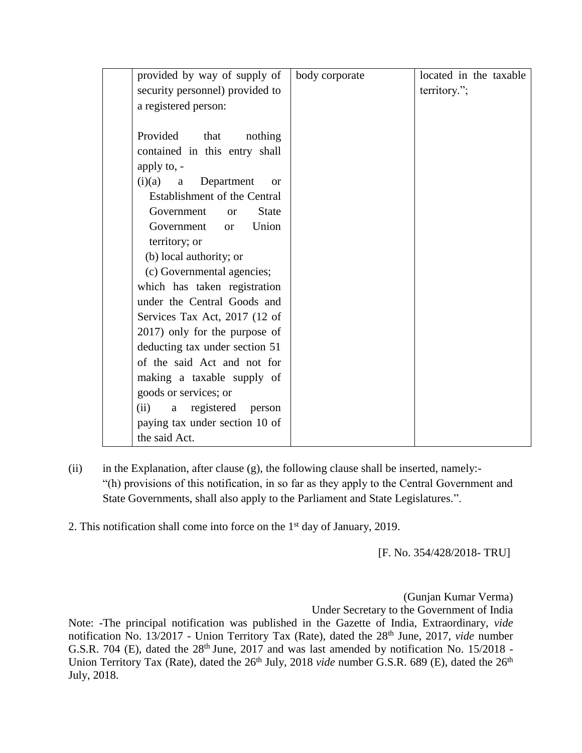| | | | |
|---|---|---|---|
| | provided by way of supply of security personnel) provided to a registered person:<br><br>Provided that nothing contained in this entry shall apply to, -<br>(i)(a) a Department or Establishment of the Central Government or State Government or Union territory; or<br>(b) local authority; or<br>(c) Governmental agencies;<br>which has taken registration under the Central Goods and Services Tax Act, 2017 (12 of 2017) only for the purpose of deducting tax under section 51 of the said Act and not for making a taxable supply of goods or services; or<br>(ii) a registered person paying tax under section 10 of the said Act. | body corporate | located in the taxable territory."; |

(ii) in the Explanation, after clause (g), the following clause shall be inserted, namely:-
"(h) provisions of this notification, in so far as they apply to the Central Government and State Governments, shall also apply to the Parliament and State Legislatures.".

2. This notification shall come into force on the 1st day of January, 2019.

[F. No. 354/428/2018- TRU]

(Gunjan Kumar Verma)
Under Secretary to the Government of India

Note: -The principal notification was published in the Gazette of India, Extraordinary, *vide* notification No. 13/2017 - Union Territory Tax (Rate), dated the 28th June, 2017, *vide* number G.S.R. 704 (E), dated the 28th June, 2017 and was last amended by notification No. 15/2018 - Union Territory Tax (Rate), dated the 26th July, 2018 *vide* number G.S.R. 689 (E), dated the 26th July, 2018.